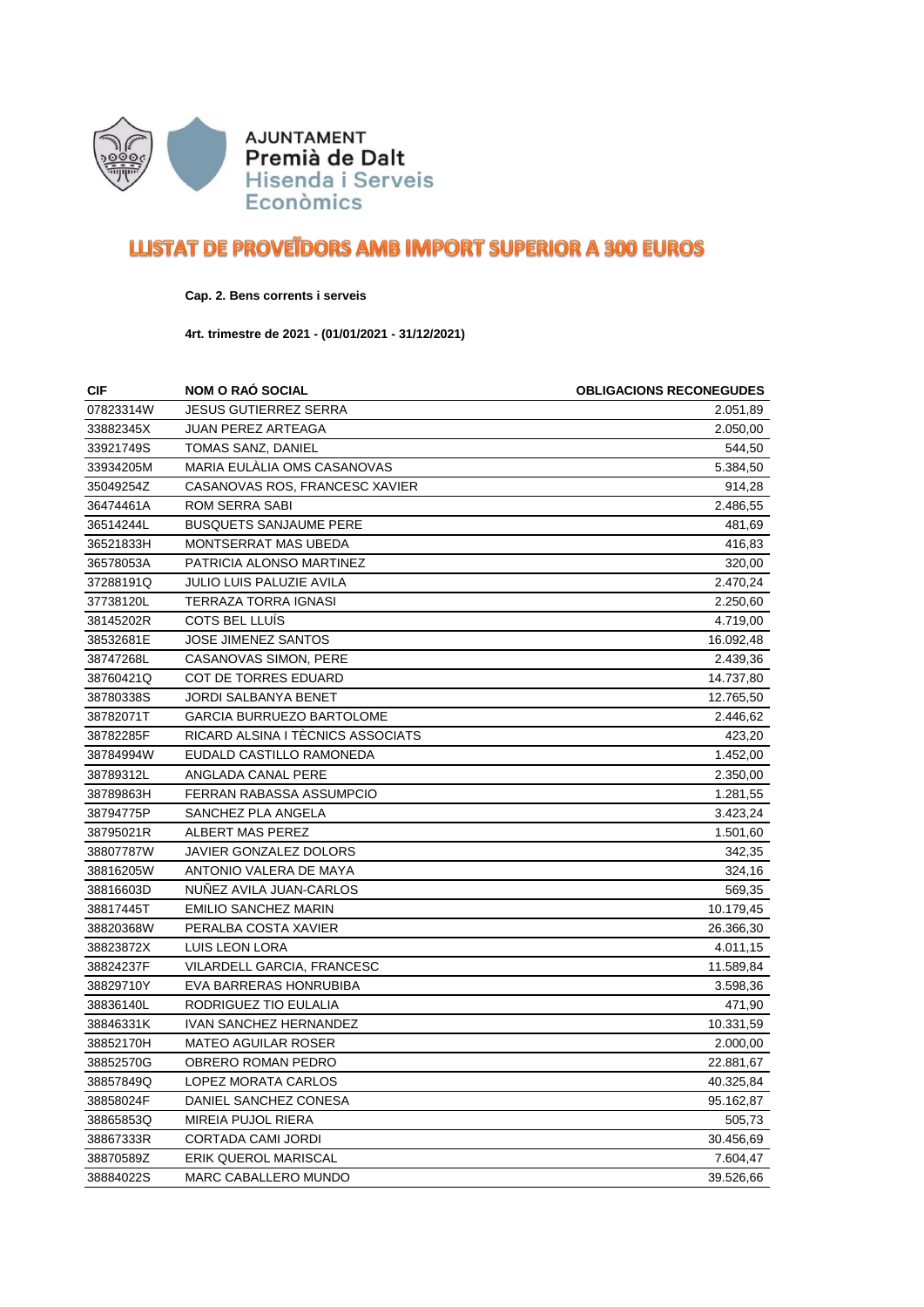AJUNTAMENT
Premià de Dalt
Hisenda i Serveis
Econòmics

# LLISTAT DE PROVEÏDORS AMB IMPORT SUPERIOR A 300 EUROS

**Cap. 2. Bens corrents i serveis**

**4rt. trimestre de 2021 - (01/01/2021 - 31/12/2021)**

| CIF | NOM O RAÓ SOCIAL | OBLIGACIONS RECONEGUDES |
|---|---|---|
| 07823314W | JESUS GUTIERREZ SERRA | 2.051,89 |
| 33882345X | JUAN PEREZ ARTEAGA | 2.050,00 |
| 33921749S | TOMAS SANZ, DANIEL | 544,50 |
| 33934205M | MARIA EULÀLIA OMS CASANOVAS | 5.384,50 |
| 35049254Z | CASANOVAS ROS, FRANCESC XAVIER | 914,28 |
| 36474461A | ROM SERRA SABI | 2.486,55 |
| 36514244L | BUSQUETS SANJAUME PERE | 481,69 |
| 36521833H | MONTSERRAT MAS UBEDA | 416,83 |
| 36578053A | PATRICIA ALONSO MARTINEZ | 320,00 |
| 37288191Q | JULIO LUIS PALUZIE AVILA | 2.470,24 |
| 37738120L | TERRAZA TORRA IGNASI | 2.250,60 |
| 38145202R | COTS BEL LLUÍS | 4.719,00 |
| 38532681E | JOSE JIMENEZ SANTOS | 16.092,48 |
| 38747268L | CASANOVAS SIMON, PERE | 2.439,36 |
| 38760421Q | COT DE TORRES EDUARD | 14.737,80 |
| 38780338S | JORDI SALBANYA BENET | 12.765,50 |
| 38782071T | GARCIA BURRUEZO BARTOLOME | 2.446,62 |
| 38782285F | RICARD ALSINA I TÈCNICS ASSOCIATS | 423,20 |
| 38784994W | EUDALD CASTILLO RAMONEDA | 1.452,00 |
| 38789312L | ANGLADA CANAL PERE | 2.350,00 |
| 38789863H | FERRAN RABASSA ASSUMPCIO | 1.281,55 |
| 38794775P | SANCHEZ PLA ANGELA | 3.423,24 |
| 38795021R | ALBERT MAS PEREZ | 1.501,60 |
| 38807787W | JAVIER GONZALEZ DOLORS | 342,35 |
| 38816205W | ANTONIO VALERA DE MAYA | 324,16 |
| 38816603D | NUÑEZ AVILA JUAN-CARLOS | 569,35 |
| 38817445T | EMILIO SANCHEZ MARIN | 10.179,45 |
| 38820368W | PERALBA COSTA XAVIER | 26.366,30 |
| 38823872X | LUIS LEON LORA | 4.011,15 |
| 38824237F | VILARDELL GARCIA, FRANCESC | 11.589,84 |
| 38829710Y | EVA BARRERAS HONRUBIBA | 3.598,36 |
| 38836140L | RODRIGUEZ TIO EULALIA | 471,90 |
| 38846331K | IVAN SANCHEZ HERNANDEZ | 10.331,59 |
| 38852170H | MATEO AGUILAR ROSER | 2.000,00 |
| 38852570G | OBRERO ROMAN PEDRO | 22.881,67 |
| 38857849Q | LOPEZ MORATA CARLOS | 40.325,84 |
| 38858024F | DANIEL SANCHEZ CONESA | 95.162,87 |
| 38865853Q | MIREIA PUJOL RIERA | 505,73 |
| 38867333R | CORTADA CAMI JORDI | 30.456,69 |
| 38870589Z | ERIK QUEROL MARISCAL | 7.604,47 |
| 38884022S | MARC CABALLERO MUNDO | 39.526,66 |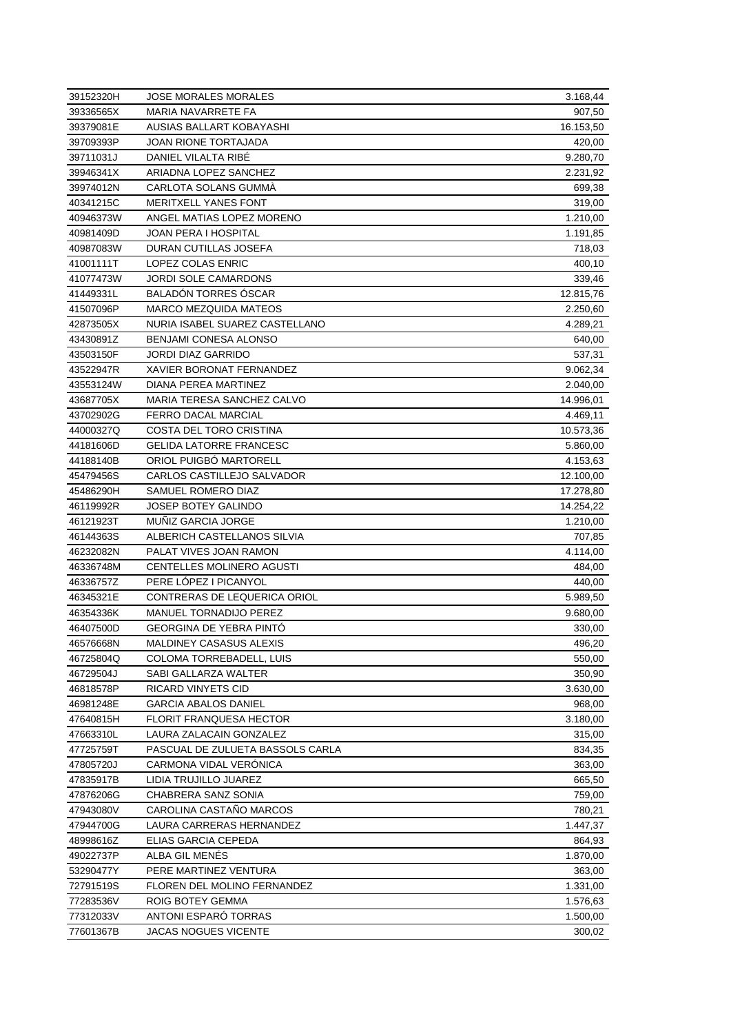| | | |
|---|---|---|
| 39152320H | JOSE MORALES MORALES | 3.168,44 |
| 39336565X | MARIA NAVARRETE FA | 907,50 |
| 39379081E | AUSIAS BALLART KOBAYASHI | 16.153,50 |
| 39709393P | JOAN RIONE TORTAJADA | 420,00 |
| 39711031J | DANIEL VILALTA RIBÉ | 9.280,70 |
| 39946341X | ARIADNA LOPEZ SANCHEZ | 2.231,92 |
| 39974012N | CARLOTA SOLANS GUMMÀ | 699,38 |
| 40341215C | MERITXELL YANES FONT | 319,00 |
| 40946373W | ANGEL MATIAS LOPEZ MORENO | 1.210,00 |
| 40981409D | JOAN PERA I HOSPITAL | 1.191,85 |
| 40987083W | DURAN CUTILLAS JOSEFA | 718,03 |
| 41001111T | LOPEZ COLAS ENRIC | 400,10 |
| 41077473W | JORDI SOLE CAMARDONS | 339,46 |
| 41449331L | BALADÓN TORRES ÓSCAR | 12.815,76 |
| 41507096P | MARCO MEZQUIDA MATEOS | 2.250,60 |
| 42873505X | NURIA ISABEL SUAREZ CASTELLANO | 4.289,21 |
| 43430891Z | BENJAMI CONESA ALONSO | 640,00 |
| 43503150F | JORDI DIAZ GARRIDO | 537,31 |
| 43522947R | XAVIER BORONAT FERNANDEZ | 9.062,34 |
| 43553124W | DIANA PEREA MARTINEZ | 2.040,00 |
| 43687705X | MARIA TERESA SANCHEZ CALVO | 14.996,01 |
| 43702902G | FERRO DACAL MARCIAL | 4.469,11 |
| 44000327Q | COSTA DEL TORO CRISTINA | 10.573,36 |
| 44181606D | GELIDA LATORRE FRANCESC | 5.860,00 |
| 44188140B | ORIOL PUIGBÓ MARTORELL | 4.153,63 |
| 45479456S | CARLOS CASTILLEJO SALVADOR | 12.100,00 |
| 45486290H | SAMUEL ROMERO DIAZ | 17.278,80 |
| 46119992R | JOSEP BOTEY GALINDO | 14.254,22 |
| 46121923T | MUÑIZ GARCIA JORGE | 1.210,00 |
| 46144363S | ALBERICH CASTELLANOS SILVIA | 707,85 |
| 46232082N | PALAT VIVES JOAN RAMON | 4.114,00 |
| 46336748M | CENTELLES MOLINERO AGUSTI | 484,00 |
| 46336757Z | PERE LÓPEZ I PICANYOL | 440,00 |
| 46345321E | CONTRERAS DE LEQUERICA ORIOL | 5.989,50 |
| 46354336K | MANUEL TORNADIJO PEREZ | 9.680,00 |
| 46407500D | GEORGINA DE YEBRA PINTÓ | 330,00 |
| 46576668N | MALDINEY CASASUS ALEXIS | 496,20 |
| 46725804Q | COLOMA TORREBADELL, LUIS | 550,00 |
| 46729504J | SABI GALLARZA WALTER | 350,90 |
| 46818578P | RICARD VINYETS CID | 3.630,00 |
| 46981248E | GARCIA ABALOS DANIEL | 968,00 |
| 47640815H | FLORIT FRANQUESA HECTOR | 3.180,00 |
| 47663310L | LAURA ZALACAIN GONZALEZ | 315,00 |
| 47725759T | PASCUAL DE ZULUETA BASSOLS CARLA | 834,35 |
| 47805720J | CARMONA VIDAL VERÓNICA | 363,00 |
| 47835917B | LIDIA TRUJILLO JUAREZ | 665,50 |
| 47876206G | CHABRERA SANZ SONIA | 759,00 |
| 47943080V | CAROLINA CASTAÑO MARCOS | 780,21 |
| 47944700G | LAURA CARRERAS HERNANDEZ | 1.447,37 |
| 48998616Z | ELIAS GARCIA CEPEDA | 864,93 |
| 49022737P | ALBA GIL MENÉS | 1.870,00 |
| 53290477Y | PERE MARTINEZ VENTURA | 363,00 |
| 72791519S | FLOREN DEL MOLINO FERNANDEZ | 1.331,00 |
| 77283536V | ROIG BOTEY GEMMA | 1.576,63 |
| 77312033V | ANTONI ESPARÓ TORRAS | 1.500,00 |
| 77601367B | JACAS NOGUES VICENTE | 300,02 |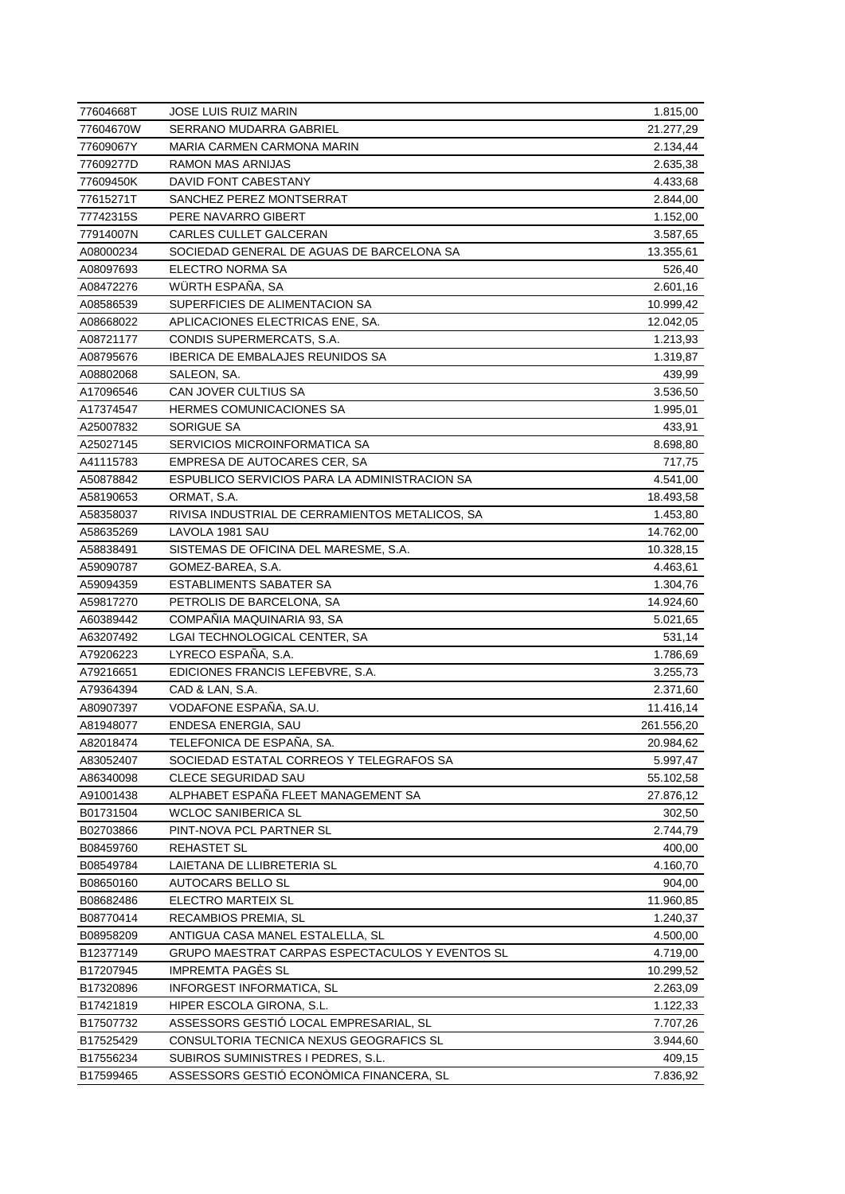| | | |
|---|---|---|
| 77604668T | JOSE LUIS RUIZ MARIN | 1.815,00 |
| 77604670W | SERRANO MUDARRA GABRIEL | 21.277,29 |
| 77609067Y | MARIA CARMEN CARMONA MARIN | 2.134,44 |
| 77609277D | RAMON MAS ARNIJAS | 2.635,38 |
| 77609450K | DAVID FONT CABESTANY | 4.433,68 |
| 77615271T | SANCHEZ PEREZ MONTSERRAT | 2.844,00 |
| 77742315S | PERE NAVARRO GIBERT | 1.152,00 |
| 77914007N | CARLES CULLET GALCERAN | 3.587,65 |
| A08000234 | SOCIEDAD GENERAL DE AGUAS DE BARCELONA SA | 13.355,61 |
| A08097693 | ELECTRO NORMA SA | 526,40 |
| A08472276 | WÜRTH ESPAÑA, SA | 2.601,16 |
| A08586539 | SUPERFICIES DE ALIMENTACION SA | 10.999,42 |
| A08668022 | APLICACIONES ELECTRICAS ENE, SA. | 12.042,05 |
| A08721177 | CONDIS SUPERMERCATS, S.A. | 1.213,93 |
| A08795676 | IBERICA DE EMBALAJES REUNIDOS SA | 1.319,87 |
| A08802068 | SALEON, SA. | 439,99 |
| A17096546 | CAN JOVER CULTIUS SA | 3.536,50 |
| A17374547 | HERMES COMUNICACIONES SA | 1.995,01 |
| A25007832 | SORIGUE SA | 433,91 |
| A25027145 | SERVICIOS MICROINFORMATICA SA | 8.698,80 |
| A41115783 | EMPRESA DE AUTOCARES CER, SA | 717,75 |
| A50878842 | ESPUBLICO SERVICIOS PARA LA ADMINISTRACION SA | 4.541,00 |
| A58190653 | ORMAT, S.A. | 18.493,58 |
| A58358037 | RIVISA INDUSTRIAL DE CERRAMIENTOS METALICOS, SA | 1.453,80 |
| A58635269 | LAVOLA 1981 SAU | 14.762,00 |
| A58838491 | SISTEMAS DE OFICINA DEL MARESME, S.A. | 10.328,15 |
| A59090787 | GOMEZ-BAREA, S.A. | 4.463,61 |
| A59094359 | ESTABLIMENTS SABATER SA | 1.304,76 |
| A59817270 | PETROLIS DE BARCELONA, SA | 14.924,60 |
| A60389442 | COMPAÑIA MAQUINARIA 93, SA | 5.021,65 |
| A63207492 | LGAI TECHNOLOGICAL CENTER, SA | 531,14 |
| A79206223 | LYRECO ESPAÑA, S.A. | 1.786,69 |
| A79216651 | EDICIONES FRANCIS LEFEBVRE, S.A. | 3.255,73 |
| A79364394 | CAD & LAN, S.A. | 2.371,60 |
| A80907397 | VODAFONE ESPAÑA, SA.U. | 11.416,14 |
| A81948077 | ENDESA ENERGIA, SAU | 261.556,20 |
| A82018474 | TELEFONICA DE ESPAÑA, SA. | 20.984,62 |
| A83052407 | SOCIEDAD ESTATAL CORREOS Y TELEGRAFOS SA | 5.997,47 |
| A86340098 | CLECE SEGURIDAD SAU | 55.102,58 |
| A91001438 | ALPHABET ESPAÑA FLEET MANAGEMENT SA | 27.876,12 |
| B01731504 | WCLOC SANIBERICA SL | 302,50 |
| B02703866 | PINT-NOVA PCL PARTNER SL | 2.744,79 |
| B08459760 | REHASTET SL | 400,00 |
| B08549784 | LAIETANA DE LLIBRETERIA SL | 4.160,70 |
| B08650160 | AUTOCARS BELLO SL | 904,00 |
| B08682486 | ELECTRO MARTEIX SL | 11.960,85 |
| B08770414 | RECAMBIOS PREMIA, SL | 1.240,37 |
| B08958209 | ANTIGUA CASA MANEL ESTALELLA, SL | 4.500,00 |
| B12377149 | GRUPO MAESTRAT CARPAS ESPECTACULOS Y EVENTOS SL | 4.719,00 |
| B17207945 | IMPREMTA PAGÈS SL | 10.299,52 |
| B17320896 | INFORGEST INFORMATICA, SL | 2.263,09 |
| B17421819 | HIPER ESCOLA GIRONA, S.L. | 1.122,33 |
| B17507732 | ASSESSORS GESTIÓ LOCAL EMPRESARIAL, SL | 7.707,26 |
| B17525429 | CONSULTORIA TECNICA NEXUS GEOGRAFICS SL | 3.944,60 |
| B17556234 | SUBIROS SUMINISTRES I PEDRES, S.L. | 409,15 |
| B17599465 | ASSESSORS GESTIÓ ECONÒMICA FINANCERA, SL | 7.836,92 |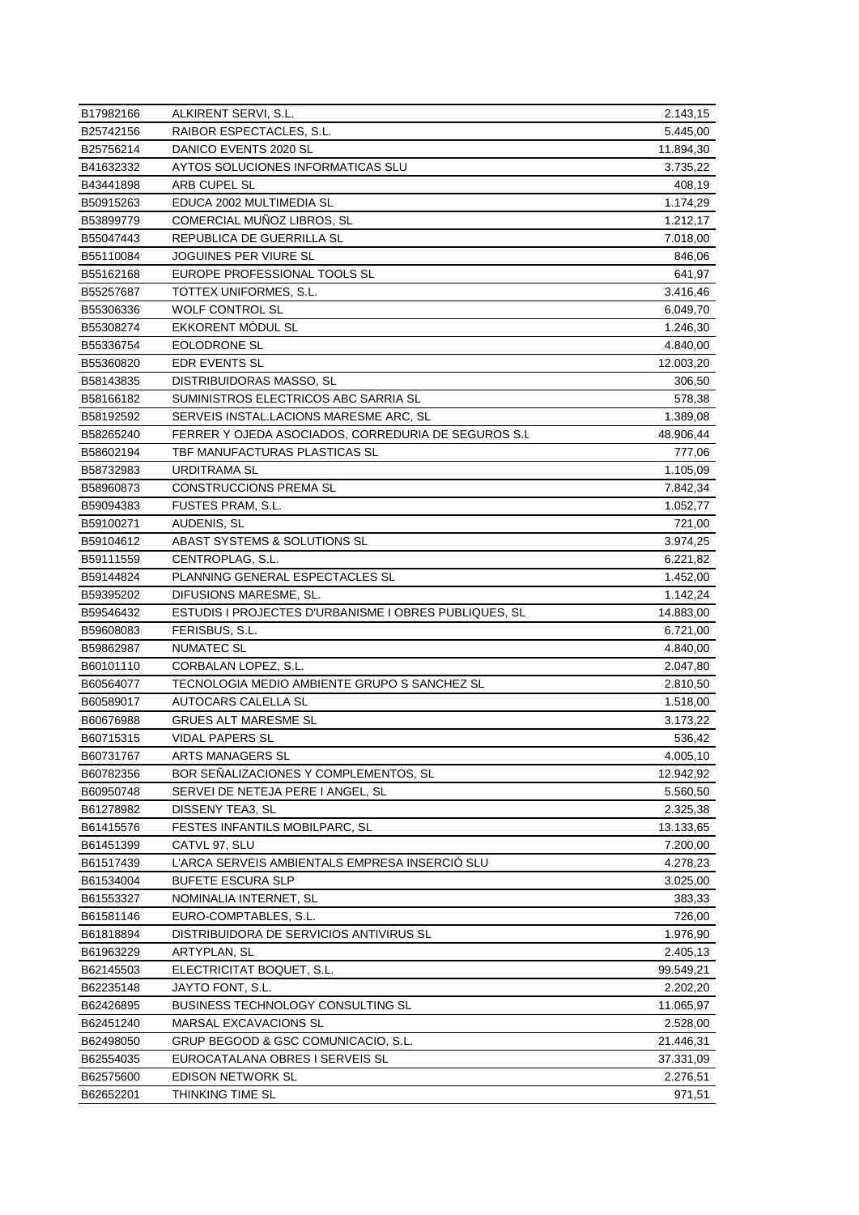| | | |
|---|---|---|
| B17982166 | ALKIRENT SERVI, S.L. | 2.143,15 |
| B25742156 | RAIBOR ESPECTACLES, S.L. | 5.445,00 |
| B25756214 | DANICO EVENTS 2020 SL | 11.894,30 |
| B41632332 | AYTOS SOLUCIONES INFORMATICAS SLU | 3.735,22 |
| B43441898 | ARB CUPEL SL | 408,19 |
| B50915263 | EDUCA 2002 MULTIMEDIA SL | 1.174,29 |
| B53899779 | COMERCIAL MUÑOZ LIBROS, SL | 1.212,17 |
| B55047443 | REPUBLICA DE GUERRILLA SL | 7.018,00 |
| B55110084 | JOGUINES PER VIURE SL | 846,06 |
| B55162168 | EUROPE PROFESSIONAL TOOLS SL | 641,97 |
| B55257687 | TOTTEX UNIFORMES, S.L. | 3.416,46 |
| B55306336 | WOLF CONTROL SL | 6.049,70 |
| B55308274 | EKKORENT MÒDUL SL | 1.246,30 |
| B55336754 | EOLODRONE SL | 4.840,00 |
| B55360820 | EDR EVENTS SL | 12.003,20 |
| B58143835 | DISTRIBUIDORAS MASSO, SL | 306,50 |
| B58166182 | SUMINISTROS ELECTRICOS ABC SARRIA SL | 578,38 |
| B58192592 | SERVEIS INSTAL.LACIONS MARESME ARC, SL | 1.389,08 |
| B58265240 | FERRER Y OJEDA ASOCIADOS, CORREDURIA DE SEGUROS S.L | 48.906,44 |
| B58602194 | TBF MANUFACTURAS PLASTICAS SL | 777,06 |
| B58732983 | URDITRAMA SL | 1.105,09 |
| B58960873 | CONSTRUCCIONS PREMA SL | 7.842,34 |
| B59094383 | FUSTES PRAM, S.L. | 1.052,77 |
| B59100271 | AUDENIS, SL | 721,00 |
| B59104612 | ABAST SYSTEMS & SOLUTIONS SL | 3.974,25 |
| B59111559 | CENTROPLAG, S.L. | 6.221,82 |
| B59144824 | PLANNING GENERAL ESPECTACLES SL | 1.452,00 |
| B59395202 | DIFUSIONS MARESME, SL. | 1.142,24 |
| B59546432 | ESTUDIS I PROJECTES D'URBANISME I OBRES PUBLIQUES, SL | 14.883,00 |
| B59608083 | FERISBUS, S.L. | 6.721,00 |
| B59862987 | NUMATEC SL | 4.840,00 |
| B60101110 | CORBALAN LOPEZ, S.L. | 2.047,80 |
| B60564077 | TECNOLOGIA MEDIO AMBIENTE GRUPO S SANCHEZ SL | 2.810,50 |
| B60589017 | AUTOCARS CALELLA SL | 1.518,00 |
| B60676988 | GRUES ALT MARESME SL | 3.173,22 |
| B60715315 | VIDAL PAPERS SL | 536,42 |
| B60731767 | ARTS MANAGERS SL | 4.005,10 |
| B60782356 | BOR SEÑALIZACIONES Y COMPLEMENTOS, SL | 12.942,92 |
| B60950748 | SERVEI DE NETEJA PERE I ANGEL, SL | 5.560,50 |
| B61278982 | DISSENY TEA3, SL | 2.325,38 |
| B61415576 | FESTES INFANTILS MOBILPARC, SL | 13.133,65 |
| B61451399 | CATVL 97, SLU | 7.200,00 |
| B61517439 | L'ARCA SERVEIS AMBIENTALS EMPRESA INSERCIÓ SLU | 4.278,23 |
| B61534004 | BUFETE ESCURA SLP | 3.025,00 |
| B61553327 | NOMINALIA INTERNET, SL | 383,33 |
| B61581146 | EURO-COMPTABLES, S.L. | 726,00 |
| B61818894 | DISTRIBUIDORA DE SERVICIOS ANTIVIRUS SL | 1.976,90 |
| B61963229 | ARTYPLAN, SL | 2.405,13 |
| B62145503 | ELECTRICITAT BOQUET, S.L. | 99.549,21 |
| B62235148 | JAYTO FONT, S.L. | 2.202,20 |
| B62426895 | BUSINESS TECHNOLOGY CONSULTING SL | 11.065,97 |
| B62451240 | MARSAL EXCAVACIONS SL | 2.528,00 |
| B62498050 | GRUP BEGOOD & GSC COMUNICACIO, S.L. | 21.446,31 |
| B62554035 | EUROCATALANA OBRES I SERVEIS SL | 37.331,09 |
| B62575600 | EDISON NETWORK SL | 2.276,51 |
| B62652201 | THINKING TIME SL | 971,51 |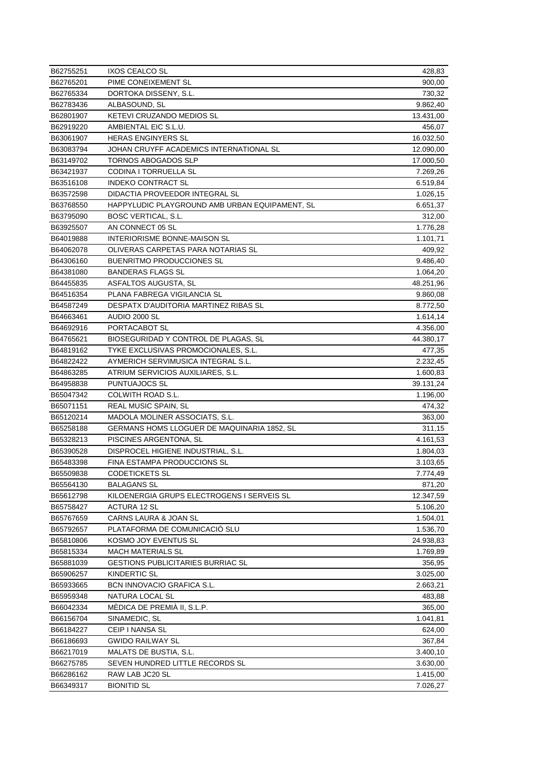| | | |
|---|---|---|
| B62755251 | IXOS CEALCO SL | 428,83 |
| B62765201 | PIME CONEIXEMENT SL | 900,00 |
| B62765334 | DORTOKA DISSENY, S.L. | 730,32 |
| B62783436 | ALBASOUND, SL | 9.862,40 |
| B62801907 | KETEVI CRUZANDO MEDIOS SL | 13.431,00 |
| B62919220 | AMBIENTAL EIC S.L.U. | 456,07 |
| B63061907 | HERAS ENGINYERS SL | 16.032,50 |
| B63083794 | JOHAN CRUYFF ACADEMICS INTERNATIONAL SL | 12.090,00 |
| B63149702 | TORNOS ABOGADOS SLP | 17.000,50 |
| B63421937 | CODINA I TORRUELLA SL | 7.269,26 |
| B63516108 | INDEKO CONTRACT SL | 6.519,84 |
| B63572598 | DIDACTIA PROVEEDOR INTEGRAL SL | 1.026,15 |
| B63768550 | HAPPYLUDIC PLAYGROUND AMB URBAN EQUIPAMENT, SL | 6.651,37 |
| B63795090 | BOSC VERTICAL, S.L. | 312,00 |
| B63925507 | AN CONNECT 05 SL | 1.776,28 |
| B64019888 | INTERIORISME BONNE-MAISON SL | 1.101,71 |
| B64062078 | OLIVERAS CARPETAS PARA NOTARIAS SL | 409,92 |
| B64306160 | BUENRITMO PRODUCCIONES SL | 9.486,40 |
| B64381080 | BANDERAS FLAGS SL | 1.064,20 |
| B64455835 | ASFALTOS AUGUSTA, SL | 48.251,96 |
| B64516354 | PLANA FABREGA VIGILANCIA SL | 9.860,08 |
| B64587249 | DESPATX D'AUDITORIA MARTINEZ RIBAS SL | 8.772,50 |
| B64663461 | AUDIO 2000 SL | 1.614,14 |
| B64692916 | PORTACABOT SL | 4.356,00 |
| B64765621 | BIOSEGURIDAD Y CONTROL DE PLAGAS, SL | 44.380,17 |
| B64819162 | TYKE EXCLUSIVAS PROMOCIONALES, S.L. | 477,35 |
| B64822422 | AYMERICH SERVIMUSICA INTEGRAL S.L. | 2.232,45 |
| B64863285 | ATRIUM SERVICIOS AUXILIARES, S.L. | 1.600,83 |
| B64958838 | PUNTUAJOCS SL | 39.131,24 |
| B65047342 | COLWITH ROAD S.L. | 1.196,00 |
| B65071151 | REAL MUSIC SPAIN, SL | 474,32 |
| B65120214 | MADOLA MOLINER ASSOCIATS, S.L. | 363,00 |
| B65258188 | GERMANS HOMS LLOGUER DE MAQUINARIA 1852, SL | 311,15 |
| B65328213 | PISCINES ARGENTONA, SL | 4.161,53 |
| B65390528 | DISPROCEL HIGIENE INDUSTRIAL, S.L. | 1.804,03 |
| B65483398 | FINA ESTAMPA PRODUCCIONS SL | 3.103,65 |
| B65509838 | CODETICKETS SL | 7.774,49 |
| B65564130 | BALAGANS SL | 871,20 |
| B65612798 | KILOENERGIA GRUPS ELECTROGENS I SERVEIS SL | 12.347,59 |
| B65758427 | ACTURA 12 SL | 5.106,20 |
| B65767659 | CARNS LAURA & JOAN SL | 1.504,01 |
| B65792657 | PLATAFORMA DE COMUNICACIÓ SLU | 1.536,70 |
| B65810806 | KOSMO JOY EVENTUS SL | 24.938,83 |
| B65815334 | MACH MATERIALS SL | 1.769,89 |
| B65881039 | GESTIONS PUBLICITARIES BURRIAC SL | 356,95 |
| B65906257 | KINDERTIC SL | 3.025,00 |
| B65933665 | BCN INNOVACIO GRAFICA S.L. | 2.663,21 |
| B65959348 | NATURA LOCAL SL | 483,88 |
| B66042334 | MÈDICA DE PREMIÀ II, S.L.P. | 365,00 |
| B66156704 | SINAMEDIC, SL | 1.041,81 |
| B66184227 | CEIP I NANSA SL | 624,00 |
| B66186693 | GWIDO RAILWAY SL | 367,84 |
| B66217019 | MALATS DE BUSTIA, S.L. | 3.400,10 |
| B66275785 | SEVEN HUNDRED LITTLE RECORDS SL | 3.630,00 |
| B66286162 | RAW LAB JC20 SL | 1.415,00 |
| B66349317 | BIONITID SL | 7.026,27 |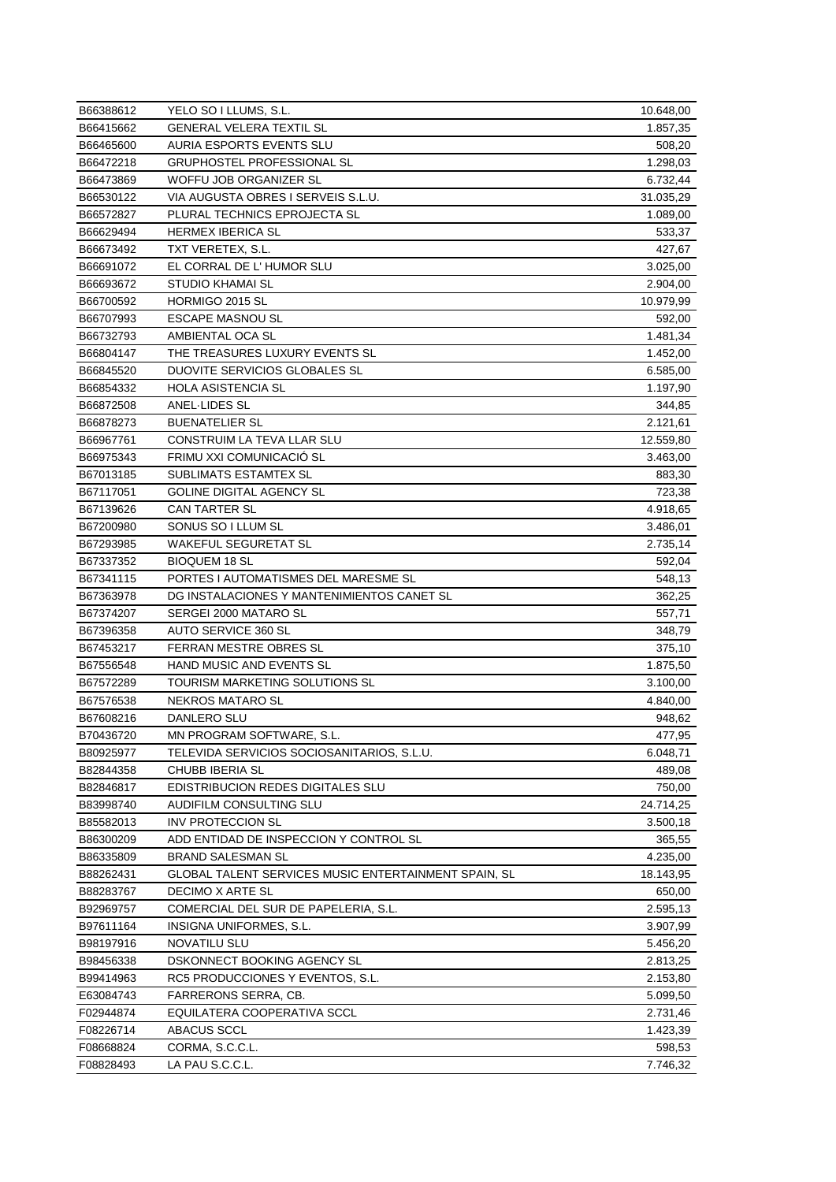| B66388612 | YELO SO I LLUMS, S.L. | 10.648,00 |
|---|---|---|
| B66415662 | GENERAL VELERA TEXTIL SL | 1.857,35 |
| B66465600 | AURIA ESPORTS EVENTS SLU | 508,20 |
| B66472218 | GRUPHOSTEL PROFESSIONAL SL | 1.298,03 |
| B66473869 | WOFFU JOB ORGANIZER SL | 6.732,44 |
| B66530122 | VIA AUGUSTA OBRES I SERVEIS S.L.U. | 31.035,29 |
| B66572827 | PLURAL TECHNICS EPROJECTA SL | 1.089,00 |
| B66629494 | HERMEX IBERICA SL | 533,37 |
| B66673492 | TXT VERETEX, S.L. | 427,67 |
| B66691072 | EL CORRAL DE L' HUMOR SLU | 3.025,00 |
| B66693672 | STUDIO KHAMAI SL | 2.904,00 |
| B66700592 | HORMIGO 2015 SL | 10.979,99 |
| B66707993 | ESCAPE MASNOU SL | 592,00 |
| B66732793 | AMBIENTAL OCA SL | 1.481,34 |
| B66804147 | THE TREASURES LUXURY EVENTS SL | 1.452,00 |
| B66845520 | DUOVITE SERVICIOS GLOBALES SL | 6.585,00 |
| B66854332 | HOLA ASISTENCIA SL | 1.197,90 |
| B66872508 | ANEL·LIDES SL | 344,85 |
| B66878273 | BUENATELIER SL | 2.121,61 |
| B66967761 | CONSTRUIM LA TEVA LLAR SLU | 12.559,80 |
| B66975343 | FRIMU XXI COMUNICACIÓ SL | 3.463,00 |
| B67013185 | SUBLIMATS ESTAMTEX SL | 883,30 |
| B67117051 | GOLINE DIGITAL AGENCY SL | 723,38 |
| B67139626 | CAN TARTER SL | 4.918,65 |
| B67200980 | SONUS SO I LLUM SL | 3.486,01 |
| B67293985 | WAKEFUL SEGURETAT SL | 2.735,14 |
| B67337352 | BIOQUEM 18 SL | 592,04 |
| B67341115 | PORTES I AUTOMATISMES DEL MARESME SL | 548,13 |
| B67363978 | DG INSTALACIONES Y MANTENIMIENTOS CANET SL | 362,25 |
| B67374207 | SERGEI 2000 MATARO SL | 557,71 |
| B67396358 | AUTO SERVICE 360 SL | 348,79 |
| B67453217 | FERRAN MESTRE OBRES SL | 375,10 |
| B67556548 | HAND MUSIC AND EVENTS SL | 1.875,50 |
| B67572289 | TOURISM MARKETING SOLUTIONS SL | 3.100,00 |
| B67576538 | NEKROS MATARO SL | 4.840,00 |
| B67608216 | DANLERO SLU | 948,62 |
| B70436720 | MN PROGRAM SOFTWARE, S.L. | 477,95 |
| B80925977 | TELEVIDA SERVICIOS SOCIOSANITARIOS, S.L.U. | 6.048,71 |
| B82844358 | CHUBB IBERIA SL | 489,08 |
| B82846817 | EDISTRIBUCION REDES DIGITALES SLU | 750,00 |
| B83998740 | AUDIFILM CONSULTING SLU | 24.714,25 |
| B85582013 | INV PROTECCION SL | 3.500,18 |
| B86300209 | ADD ENTIDAD DE INSPECCION Y CONTROL SL | 365,55 |
| B86335809 | BRAND SALESMAN SL | 4.235,00 |
| B88262431 | GLOBAL TALENT SERVICES MUSIC ENTERTAINMENT SPAIN, SL | 18.143,95 |
| B88283767 | DECIMO X ARTE SL | 650,00 |
| B92969757 | COMERCIAL DEL SUR DE PAPELERIA, S.L. | 2.595,13 |
| B97611164 | INSIGNA UNIFORMES, S.L. | 3.907,99 |
| B98197916 | NOVATILU SLU | 5.456,20 |
| B98456338 | DSKONNECT BOOKING AGENCY SL | 2.813,25 |
| B99414963 | RC5 PRODUCCIONES Y EVENTOS, S.L. | 2.153,80 |
| E63084743 | FARRERONS SERRA, CB. | 5.099,50 |
| F02944874 | EQUILATERA COOPERATIVA SCCL | 2.731,46 |
| F08226714 | ABACUS SCCL | 1.423,39 |
| F08668824 | CORMA, S.C.C.L. | 598,53 |
| F08828493 | LA PAU S.C.C.L. | 7.746,32 |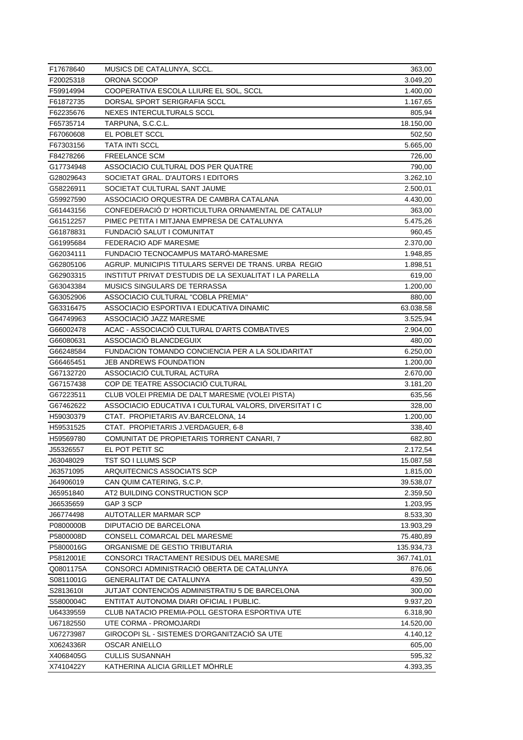| | | |
|---|---|---|
| F17678640 | MUSICS DE CATALUNYA, SCCL. | 363,00 |
| F20025318 | ORONA SCOOP | 3.049,20 |
| F59914994 | COOPERATIVA ESCOLA LLIURE EL SOL, SCCL | 1.400,00 |
| F61872735 | DORSAL SPORT SERIGRAFIA SCCL | 1.167,65 |
| F62235676 | NEXES INTERCULTURALS SCCL | 805,94 |
| F65735714 | TARPUNA, S.C.C.L. | 18.150,00 |
| F67060608 | EL POBLET SCCL | 502,50 |
| F67303156 | TATA INTI SCCL | 5.665,00 |
| F84278266 | FREELANCE SCM | 726,00 |
| G17734948 | ASSOCIACIO CULTURAL DOS PER QUATRE | 790,00 |
| G28029643 | SOCIETAT GRAL. D'AUTORS I EDITORS | 3.262,10 |
| G58226911 | SOCIETAT CULTURAL SANT JAUME | 2.500,01 |
| G59927590 | ASSOCIACIO ORQUESTRA DE CAMBRA CATALANA | 4.430,00 |
| G61443156 | CONFEDERACIÓ D' HORTICULTURA ORNAMENTAL DE CATALUN | 363,00 |
| G61512257 | PIMEC PETITA I MITJANA EMPRESA DE CATALUNYA | 5.475,26 |
| G61878831 | FUNDACIÓ SALUT I COMUNITAT | 960,45 |
| G61995684 | FEDERACIO ADF MARESME | 2.370,00 |
| G62034111 | FUNDACIO TECNOCAMPUS MATARÓ-MARESME | 1.948,85 |
| G62805106 | AGRUP. MUNICIPIS TITULARS SERVEI DE TRANS. URBA REGIO | 1.898,51 |
| G62903315 | INSTITUT PRIVAT D'ESTUDIS DE LA SEXUALITAT I LA PARELLA | 619,00 |
| G63043384 | MUSICS SINGULARS DE TERRASSA | 1.200,00 |
| G63052906 | ASSOCIACIO CULTURAL "COBLA PREMIA" | 880,00 |
| G63316475 | ASSOCIACIO ESPORTIVA I EDUCATIVA DINAMIC | 63.038,58 |
| G64749963 | ASSOCIACIÓ JAZZ MARESME | 3.525,94 |
| G66002478 | ACAC - ASSOCIACIÓ CULTURAL D'ARTS COMBATIVES | 2.904,00 |
| G66080631 | ASSOCIACIÓ BLANCDEGUIX | 480,00 |
| G66248584 | FUNDACION TOMANDO CONCIENCIA PER A LA SOLIDARITAT | 6.250,00 |
| G66465451 | JEB ANDREWS FOUNDATION | 1.200,00 |
| G67132720 | ASSOCIACIÓ CULTURAL ACTURA | 2.670,00 |
| G67157438 | COP DE TEATRE ASSOCIACIÓ CULTURAL | 3.181,20 |
| G67223511 | CLUB VOLEI PREMIA DE DALT MARESME (VOLEI PISTA) | 635,56 |
| G67462622 | ASSOCIACIO EDUCATIVA I CULTURAL VALORS, DIVERSITAT I C | 328,00 |
| H59030379 | CTAT. PROPIETARIS AV.BARCELONA, 14 | 1.200,00 |
| H59531525 | CTAT. PROPIETARIS J.VERDAGUER, 6-8 | 338,40 |
| H59569780 | COMUNITAT DE PROPIETARIS TORRENT CANARI, 7 | 682,80 |
| J55326557 | EL POT PETIT SC | 2.172,54 |
| J63048029 | TST SO I LLUMS SCP | 15.087,58 |
| J63571095 | ARQUITECNICS ASSOCIATS SCP | 1.815,00 |
| J64906019 | CAN QUIM CATERING, S.C.P. | 39.538,07 |
| J65951840 | AT2 BUILDING CONSTRUCTION SCP | 2.359,50 |
| J66535659 | GAP 3 SCP | 1.203,95 |
| J66774498 | AUTOTALLER MARMAR SCP | 8.533,30 |
| P0800000B | DIPUTACIO DE BARCELONA | 13.903,29 |
| P5800008D | CONSELL COMARCAL DEL MARESME | 75.480,89 |
| P5800016G | ORGANISME DE GESTIO TRIBUTARIA | 135.934,73 |
| P5812001E | CONSORCI TRACTAMENT RESIDUS DEL MARESME | 367.741,01 |
| Q0801175A | CONSORCI ADMINISTRACIÓ OBERTA DE CATALUNYA | 876,06 |
| S0811001G | GENERALITAT DE CATALUNYA | 439,50 |
| S2813610I | JUTJAT CONTENCIÓS ADMINISTRATIU 5 DE BARCELONA | 300,00 |
| S5800004C | ENTITAT AUTONOMA DIARI OFICIAL I PUBLIC. | 9.937,20 |
| U64339559 | CLUB NATACIO PREMIA-POLL GESTORA ESPORTIVA UTE | 6.318,90 |
| U67182550 | UTE CORMA - PROMOJARDI | 14.520,00 |
| U67273987 | GIROCOPI SL - SISTEMES D'ORGANITZACIÓ SA UTE | 4.140,12 |
| X0624336R | OSCAR ANIELLO | 605,00 |
| X4068405G | CULLIS SUSANNAH | 595,32 |
| X7410422Y | KATHERINA ALICIA GRILLET MÖHRLE | 4.393,35 |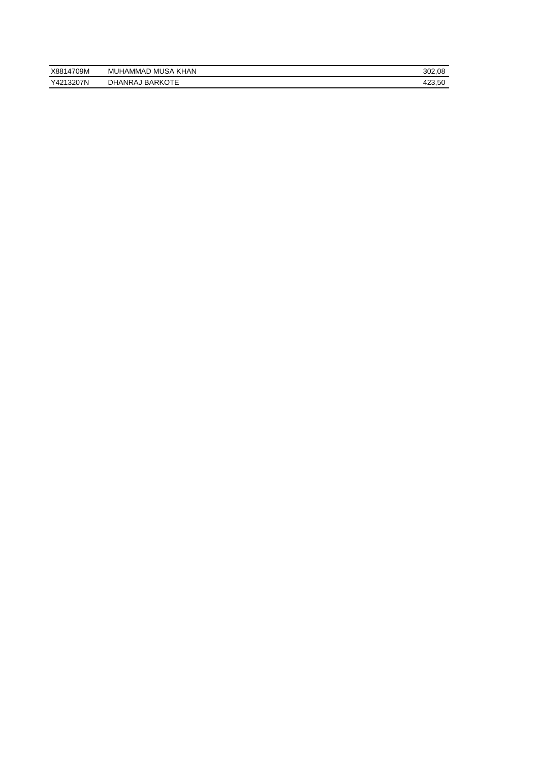| | | |
|---|---|---|
| X8814709M | MUHAMMAD MUSA KHAN | 302,08 |
| Y4213207N | DHANRAJ BARKOTE | 423,50 |